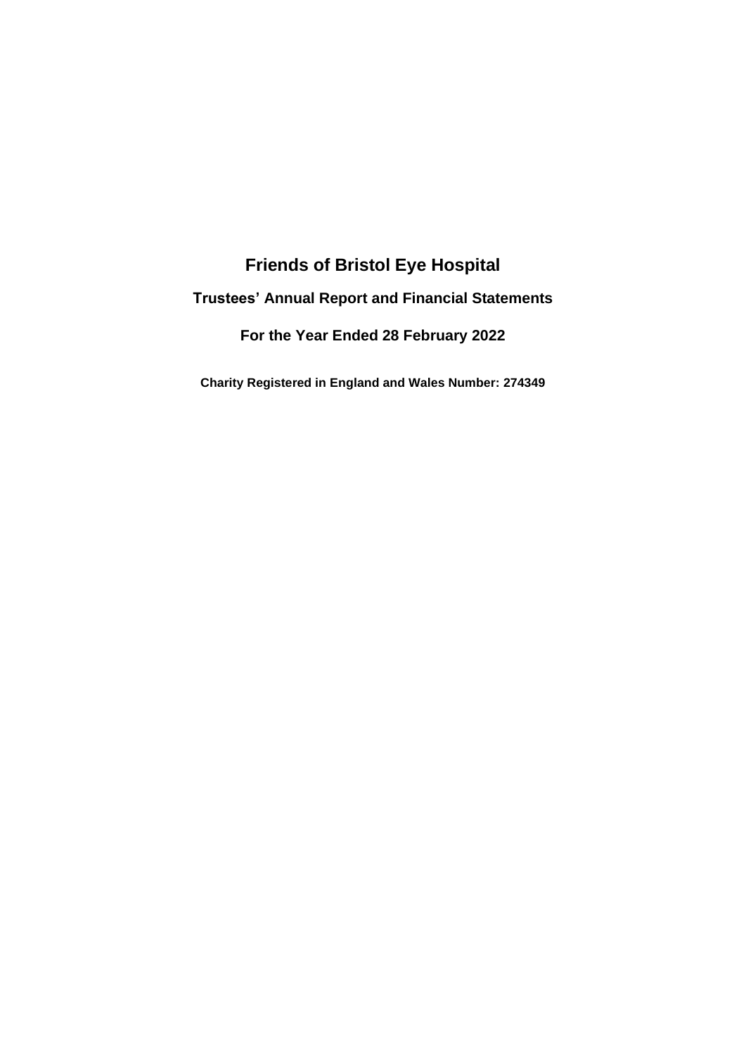# Friends of Bristol Eye Hospital

## Trustees' Annual Report and Financial Statements

## For the Year Ended 28 February 2022

**Charity Registered in England and Wales Number: 274349**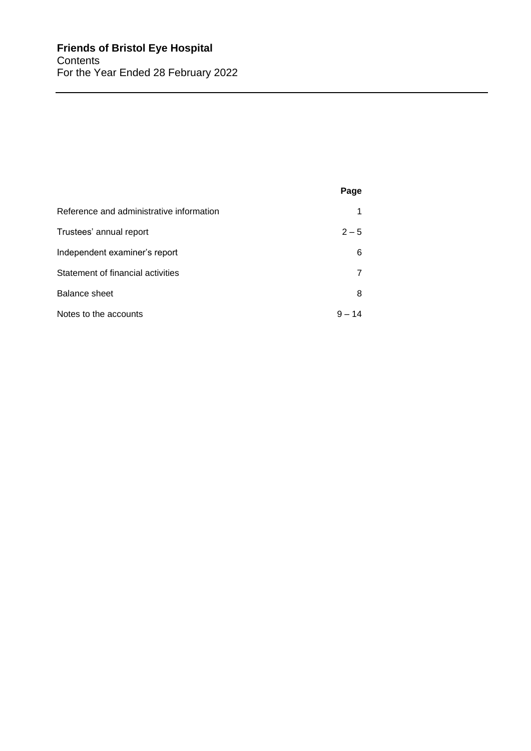**Friends of Bristol Eye Hospital**
Contents
For the Year Ended 28 February 2022

| | Page |
|---|---|
| Reference and administrative information | 1 |
| Trustees' annual report | 2 – 5 |
| Independent examiner's report | 6 |
| Statement of financial activities | 7 |
| Balance sheet | 8 |
| Notes to the accounts | 9 – 14 |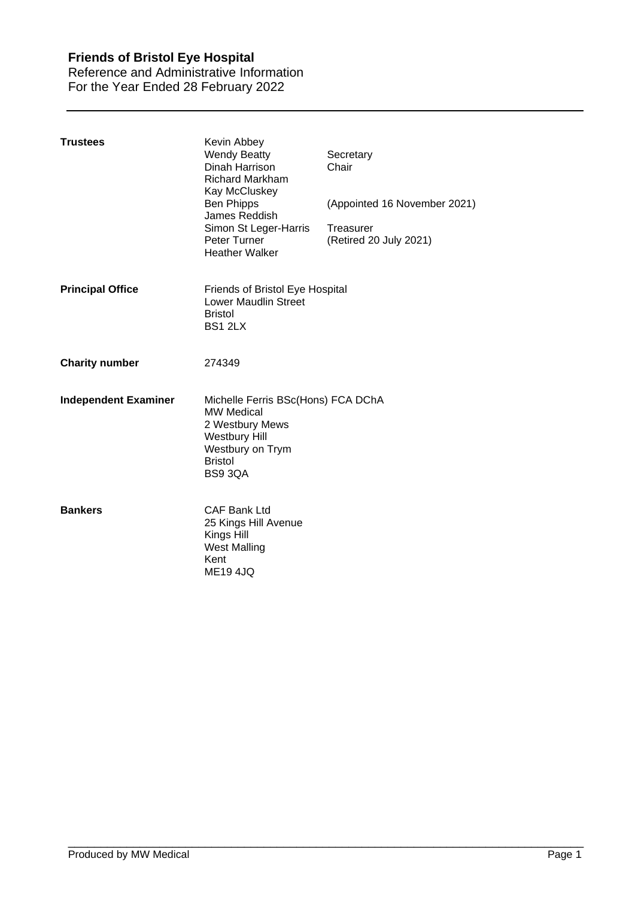# Friends of Bristol Eye Hospital

Reference and Administrative Information
For the Year Ended 28 February 2022

| | | |
|---|---|---|
| **Trustees** | Kevin Abbey | |
| | Wendy Beatty | Secretary |
| | Dinah Harrison | Chair |
| | Richard Markham | |
| | Kay McCluskey | |
| | Ben Phipps | (Appointed 16 November 2021) |
| | James Reddish | |
| | Simon St Leger-Harris | Treasurer |
| | Peter Turner | (Retired 20 July 2021) |
| | Heather Walker | |

**Principal Office**

Friends of Bristol Eye Hospital
Lower Maudlin Street
Bristol
BS1 2LX

**Charity number**

274349

**Independent Examiner**

Michelle Ferris BSc(Hons) FCA DChA
MW Medical
2 Westbury Mews
Westbury Hill
Westbury on Trym
Bristol
BS9 3QA

**Bankers**

CAF Bank Ltd
25 Kings Hill Avenue
Kings Hill
West Malling
Kent
ME19 4JQ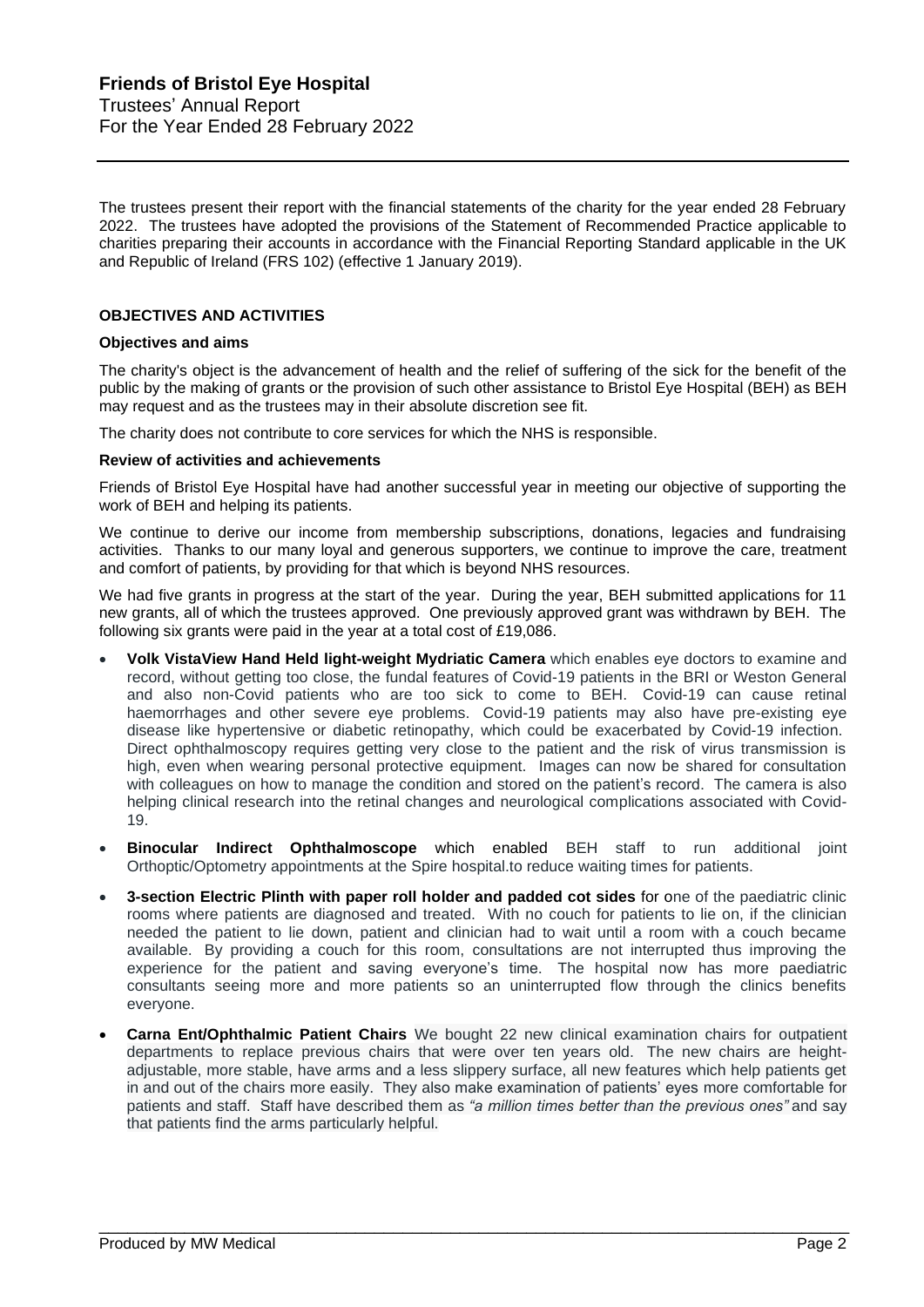# Friends of Bristol Eye Hospital

Trustees' Annual Report
For the Year Ended 28 February 2022

The trustees present their report with the financial statements of the charity for the year ended 28 February 2022. The trustees have adopted the provisions of the Statement of Recommended Practice applicable to charities preparing their accounts in accordance with the Financial Reporting Standard applicable in the UK and Republic of Ireland (FRS 102) (effective 1 January 2019).

## OBJECTIVES AND ACTIVITIES

### Objectives and aims

The charity's object is the advancement of health and the relief of suffering of the sick for the benefit of the public by the making of grants or the provision of such other assistance to Bristol Eye Hospital (BEH) as BEH may request and as the trustees may in their absolute discretion see fit.

The charity does not contribute to core services for which the NHS is responsible.

### Review of activities and achievements

Friends of Bristol Eye Hospital have had another successful year in meeting our objective of supporting the work of BEH and helping its patients.

We continue to derive our income from membership subscriptions, donations, legacies and fundraising activities. Thanks to our many loyal and generous supporters, we continue to improve the care, treatment and comfort of patients, by providing for that which is beyond NHS resources.

We had five grants in progress at the start of the year. During the year, BEH submitted applications for 11 new grants, all of which the trustees approved. One previously approved grant was withdrawn by BEH. The following six grants were paid in the year at a total cost of £19,086.

- **Volk VistaView Hand Held light-weight Mydriatic Camera** which enables eye doctors to examine and record, without getting too close, the fundal features of Covid-19 patients in the BRI or Weston General and also non-Covid patients who are too sick to come to BEH. Covid-19 can cause retinal haemorrhages and other severe eye problems. Covid-19 patients may also have pre-existing eye disease like hypertensive or diabetic retinopathy, which could be exacerbated by Covid-19 infection. Direct ophthalmoscopy requires getting very close to the patient and the risk of virus transmission is high, even when wearing personal protective equipment. Images can now be shared for consultation with colleagues on how to manage the condition and stored on the patient's record. The camera is also helping clinical research into the retinal changes and neurological complications associated with Covid-19.
- **Binocular Indirect Ophthalmoscope** which enabled BEH staff to run additional joint Orthoptic/Optometry appointments at the Spire hospital.to reduce waiting times for patients.
- **3-section Electric Plinth with paper roll holder and padded cot sides** for one of the paediatric clinic rooms where patients are diagnosed and treated. With no couch for patients to lie on, if the clinician needed the patient to lie down, patient and clinician had to wait until a room with a couch became available. By providing a couch for this room, consultations are not interrupted thus improving the experience for the patient and saving everyone's time. The hospital now has more paediatric consultants seeing more and more patients so an uninterrupted flow through the clinics benefits everyone.
- **Carna Ent/Ophthalmic Patient Chairs** We bought 22 new clinical examination chairs for outpatient departments to replace previous chairs that were over ten years old. The new chairs are height-adjustable, more stable, have arms and a less slippery surface, all new features which help patients get in and out of the chairs more easily. They also make examination of patients' eyes more comfortable for patients and staff. Staff have described them as *"a million times better than the previous ones"* and say that patients find the arms particularly helpful.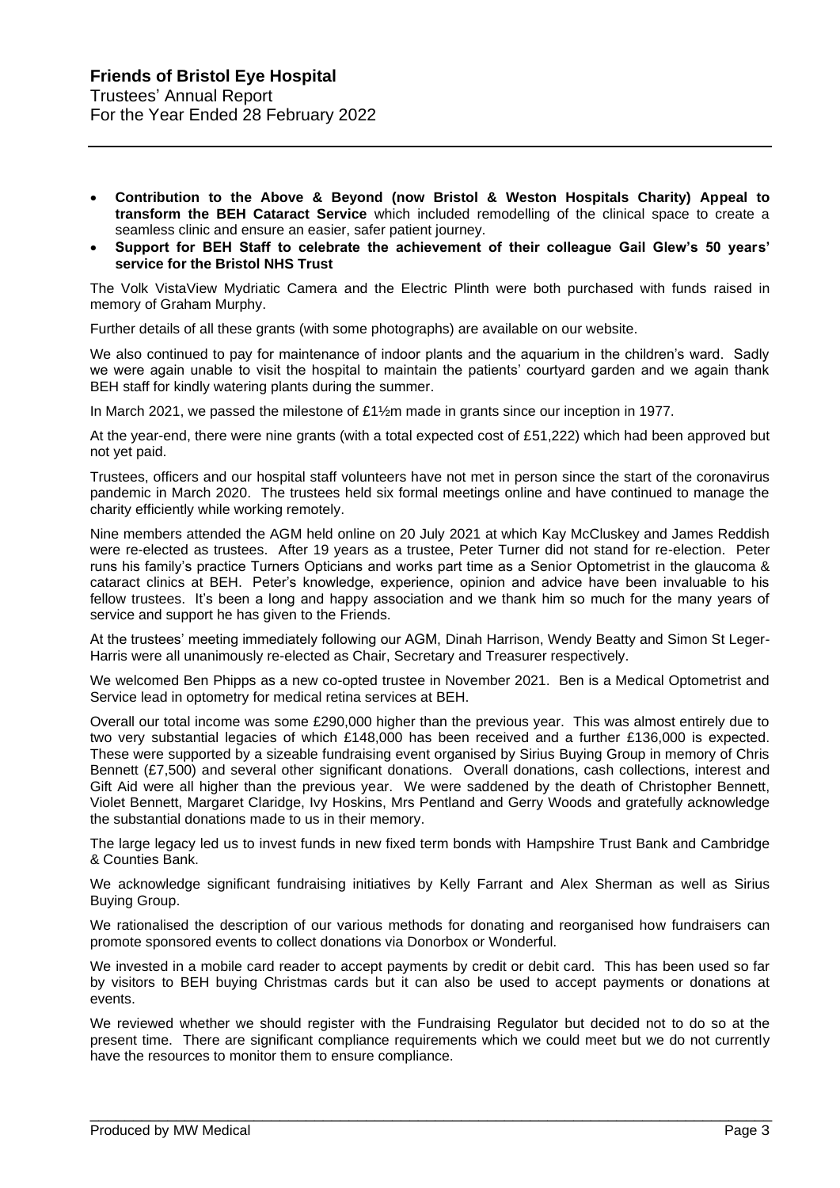- **Contribution to the Above & Beyond (now Bristol & Weston Hospitals Charity) Appeal to transform the BEH Cataract Service** which included remodelling of the clinical space to create a seamless clinic and ensure an easier, safer patient journey.
- **Support for BEH Staff to celebrate the achievement of their colleague Gail Glew's 50 years' service for the Bristol NHS Trust**

The Volk VistaView Mydriatic Camera and the Electric Plinth were both purchased with funds raised in memory of Graham Murphy.

Further details of all these grants (with some photographs) are available on our website.

We also continued to pay for maintenance of indoor plants and the aquarium in the children's ward. Sadly we were again unable to visit the hospital to maintain the patients' courtyard garden and we again thank BEH staff for kindly watering plants during the summer.

In March 2021, we passed the milestone of £1½m made in grants since our inception in 1977.

At the year-end, there were nine grants (with a total expected cost of £51,222) which had been approved but not yet paid.

Trustees, officers and our hospital staff volunteers have not met in person since the start of the coronavirus pandemic in March 2020. The trustees held six formal meetings online and have continued to manage the charity efficiently while working remotely.

Nine members attended the AGM held online on 20 July 2021 at which Kay McCluskey and James Reddish were re-elected as trustees. After 19 years as a trustee, Peter Turner did not stand for re-election. Peter runs his family's practice Turners Opticians and works part time as a Senior Optometrist in the glaucoma & cataract clinics at BEH. Peter's knowledge, experience, opinion and advice have been invaluable to his fellow trustees. It's been a long and happy association and we thank him so much for the many years of service and support he has given to the Friends.

At the trustees' meeting immediately following our AGM, Dinah Harrison, Wendy Beatty and Simon St Leger-Harris were all unanimously re-elected as Chair, Secretary and Treasurer respectively.

We welcomed Ben Phipps as a new co-opted trustee in November 2021. Ben is a Medical Optometrist and Service lead in optometry for medical retina services at BEH.

Overall our total income was some £290,000 higher than the previous year. This was almost entirely due to two very substantial legacies of which £148,000 has been received and a further £136,000 is expected. These were supported by a sizeable fundraising event organised by Sirius Buying Group in memory of Chris Bennett (£7,500) and several other significant donations. Overall donations, cash collections, interest and Gift Aid were all higher than the previous year. We were saddened by the death of Christopher Bennett, Violet Bennett, Margaret Claridge, Ivy Hoskins, Mrs Pentland and Gerry Woods and gratefully acknowledge the substantial donations made to us in their memory.

The large legacy led us to invest funds in new fixed term bonds with Hampshire Trust Bank and Cambridge & Counties Bank.

We acknowledge significant fundraising initiatives by Kelly Farrant and Alex Sherman as well as Sirius Buying Group.

We rationalised the description of our various methods for donating and reorganised how fundraisers can promote sponsored events to collect donations via Donorbox or Wonderful.

We invested in a mobile card reader to accept payments by credit or debit card. This has been used so far by visitors to BEH buying Christmas cards but it can also be used to accept payments or donations at events.

We reviewed whether we should register with the Fundraising Regulator but decided not to do so at the present time. There are significant compliance requirements which we could meet but we do not currently have the resources to monitor them to ensure compliance.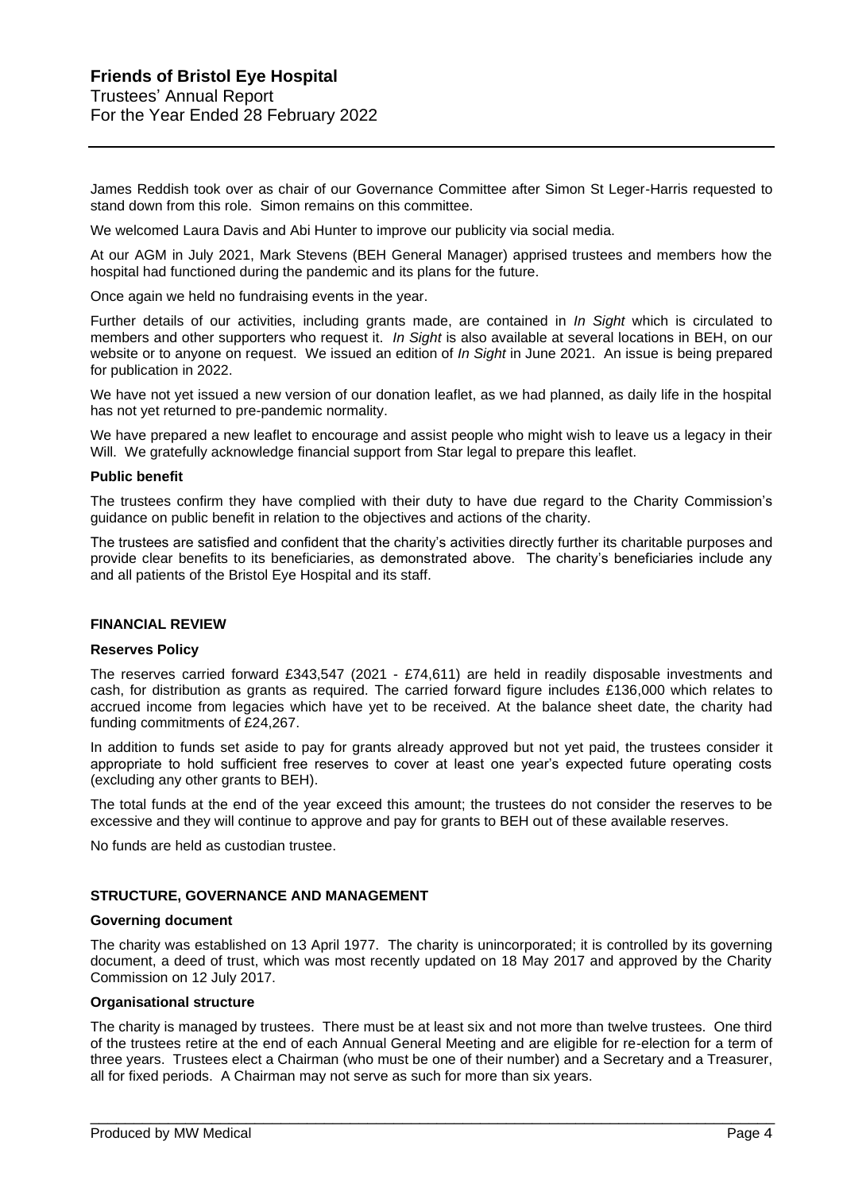James Reddish took over as chair of our Governance Committee after Simon St Leger-Harris requested to stand down from this role. Simon remains on this committee.

We welcomed Laura Davis and Abi Hunter to improve our publicity via social media.

At our AGM in July 2021, Mark Stevens (BEH General Manager) apprised trustees and members how the hospital had functioned during the pandemic and its plans for the future.

Once again we held no fundraising events in the year.

Further details of our activities, including grants made, are contained in *In Sight* which is circulated to members and other supporters who request it. *In Sight* is also available at several locations in BEH, on our website or to anyone on request. We issued an edition of *In Sight* in June 2021. An issue is being prepared for publication in 2022.

We have not yet issued a new version of our donation leaflet, as we had planned, as daily life in the hospital has not yet returned to pre-pandemic normality.

We have prepared a new leaflet to encourage and assist people who might wish to leave us a legacy in their Will. We gratefully acknowledge financial support from Star legal to prepare this leaflet.

### Public benefit

The trustees confirm they have complied with their duty to have due regard to the Charity Commission's guidance on public benefit in relation to the objectives and actions of the charity.

The trustees are satisfied and confident that the charity's activities directly further its charitable purposes and provide clear benefits to its beneficiaries, as demonstrated above. The charity's beneficiaries include any and all patients of the Bristol Eye Hospital and its staff.

## FINANCIAL REVIEW

### Reserves Policy

The reserves carried forward £343,547 (2021 - £74,611) are held in readily disposable investments and cash, for distribution as grants as required. The carried forward figure includes £136,000 which relates to accrued income from legacies which have yet to be received. At the balance sheet date, the charity had funding commitments of £24,267.

In addition to funds set aside to pay for grants already approved but not yet paid, the trustees consider it appropriate to hold sufficient free reserves to cover at least one year's expected future operating costs (excluding any other grants to BEH).

The total funds at the end of the year exceed this amount; the trustees do not consider the reserves to be excessive and they will continue to approve and pay for grants to BEH out of these available reserves.

No funds are held as custodian trustee.

## STRUCTURE, GOVERNANCE AND MANAGEMENT

### Governing document

The charity was established on 13 April 1977. The charity is unincorporated; it is controlled by its governing document, a deed of trust, which was most recently updated on 18 May 2017 and approved by the Charity Commission on 12 July 2017.

### Organisational structure

The charity is managed by trustees. There must be at least six and not more than twelve trustees. One third of the trustees retire at the end of each Annual General Meeting and are eligible for re-election for a term of three years. Trustees elect a Chairman (who must be one of their number) and a Secretary and a Treasurer, all for fixed periods. A Chairman may not serve as such for more than six years.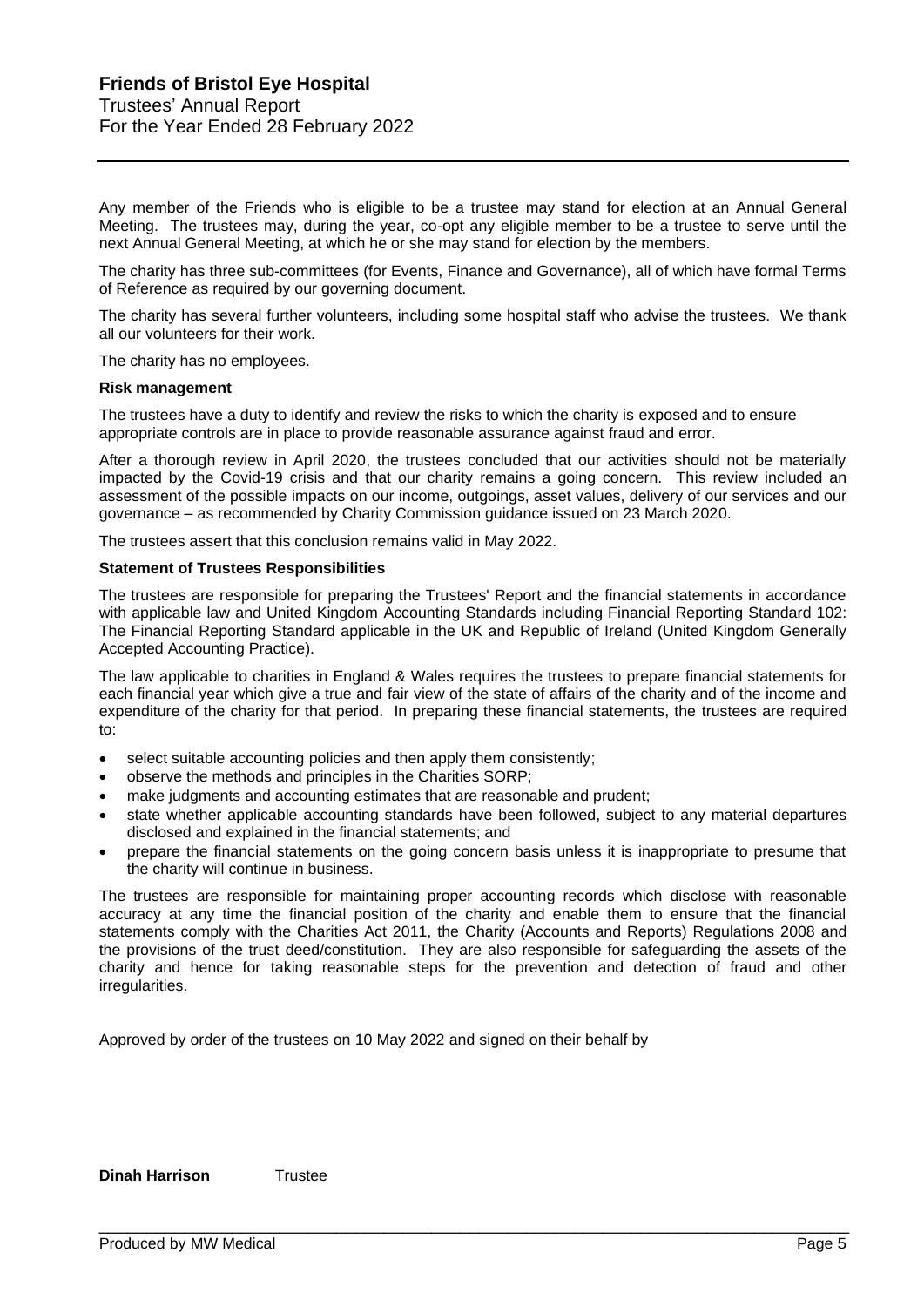Any member of the Friends who is eligible to be a trustee may stand for election at an Annual General Meeting. The trustees may, during the year, co-opt any eligible member to be a trustee to serve until the next Annual General Meeting, at which he or she may stand for election by the members.

The charity has three sub-committees (for Events, Finance and Governance), all of which have formal Terms of Reference as required by our governing document.

The charity has several further volunteers, including some hospital staff who advise the trustees. We thank all our volunteers for their work.

The charity has no employees.

**Risk management**

The trustees have a duty to identify and review the risks to which the charity is exposed and to ensure appropriate controls are in place to provide reasonable assurance against fraud and error.

After a thorough review in April 2020, the trustees concluded that our activities should not be materially impacted by the Covid-19 crisis and that our charity remains a going concern. This review included an assessment of the possible impacts on our income, outgoings, asset values, delivery of our services and our governance – as recommended by Charity Commission guidance issued on 23 March 2020.

The trustees assert that this conclusion remains valid in May 2022.

**Statement of Trustees Responsibilities**

The trustees are responsible for preparing the Trustees' Report and the financial statements in accordance with applicable law and United Kingdom Accounting Standards including Financial Reporting Standard 102: The Financial Reporting Standard applicable in the UK and Republic of Ireland (United Kingdom Generally Accepted Accounting Practice).

The law applicable to charities in England & Wales requires the trustees to prepare financial statements for each financial year which give a true and fair view of the state of affairs of the charity and of the income and expenditure of the charity for that period. In preparing these financial statements, the trustees are required to:

- select suitable accounting policies and then apply them consistently;
- observe the methods and principles in the Charities SORP;
- make judgments and accounting estimates that are reasonable and prudent;
- state whether applicable accounting standards have been followed, subject to any material departures disclosed and explained in the financial statements; and
- prepare the financial statements on the going concern basis unless it is inappropriate to presume that the charity will continue in business.

The trustees are responsible for maintaining proper accounting records which disclose with reasonable accuracy at any time the financial position of the charity and enable them to ensure that the financial statements comply with the Charities Act 2011, the Charity (Accounts and Reports) Regulations 2008 and the provisions of the trust deed/constitution. They are also responsible for safeguarding the assets of the charity and hence for taking reasonable steps for the prevention and detection of fraud and other irregularities.

Approved by order of the trustees on 10 May 2022 and signed on their behalf by

**Dinah Harrison** Trustee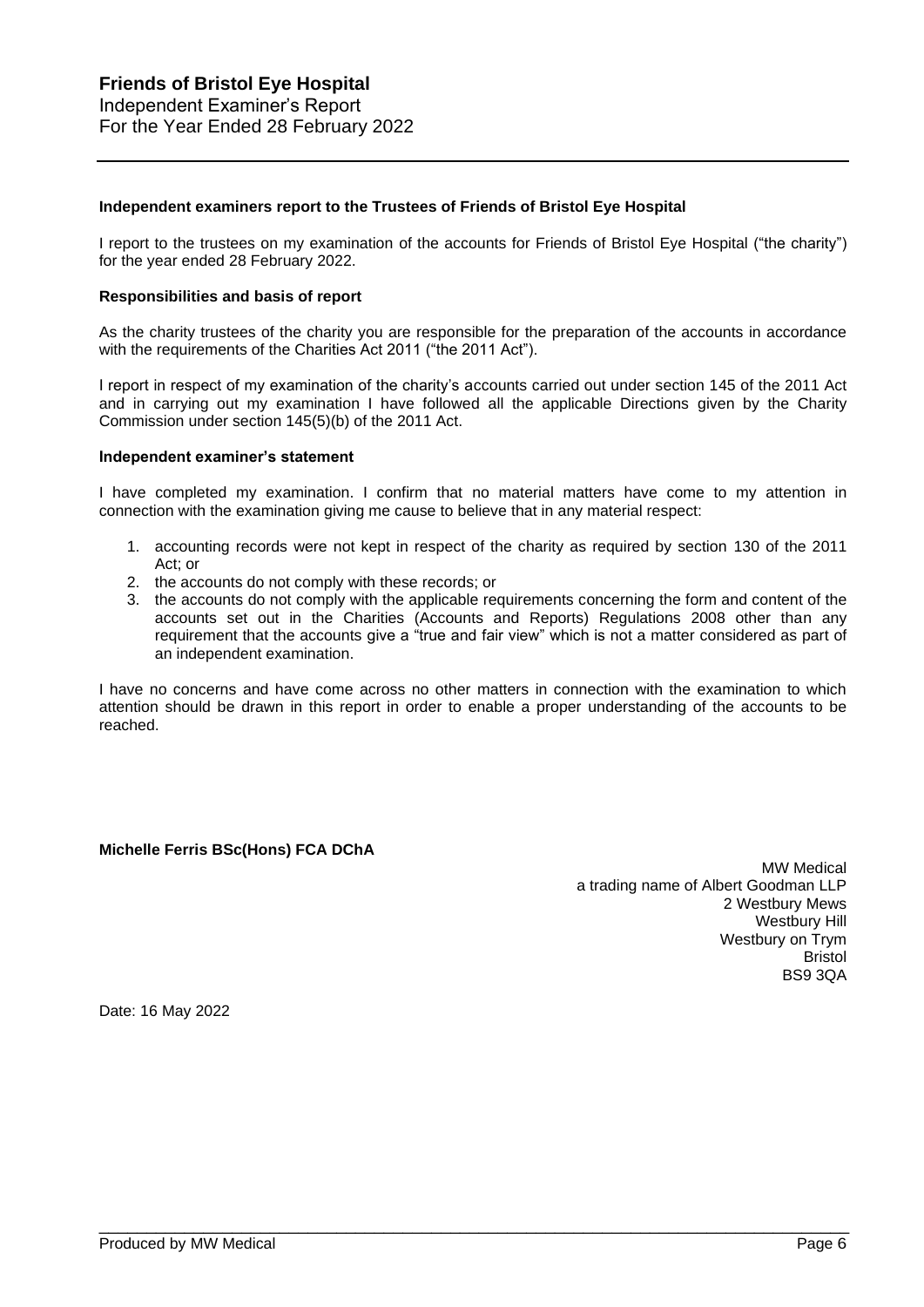# Friends of Bristol Eye Hospital

Independent Examiner's Report
For the Year Ended 28 February 2022

---

**Independent examiners report to the Trustees of Friends of Bristol Eye Hospital**

I report to the trustees on my examination of the accounts for Friends of Bristol Eye Hospital ("the charity") for the year ended 28 February 2022.

**Responsibilities and basis of report**

As the charity trustees of the charity you are responsible for the preparation of the accounts in accordance with the requirements of the Charities Act 2011 ("the 2011 Act").

I report in respect of my examination of the charity's accounts carried out under section 145 of the 2011 Act and in carrying out my examination I have followed all the applicable Directions given by the Charity Commission under section 145(5)(b) of the 2011 Act.

**Independent examiner's statement**

I have completed my examination. I confirm that no material matters have come to my attention in connection with the examination giving me cause to believe that in any material respect:

1. accounting records were not kept in respect of the charity as required by section 130 of the 2011 Act; or
2. the accounts do not comply with these records; or
3. the accounts do not comply with the applicable requirements concerning the form and content of the accounts set out in the Charities (Accounts and Reports) Regulations 2008 other than any requirement that the accounts give a "true and fair view" which is not a matter considered as part of an independent examination.

I have no concerns and have come across no other matters in connection with the examination to which attention should be drawn in this report in order to enable a proper understanding of the accounts to be reached.

**Michelle Ferris BSc(Hons) FCA DChA**

MW Medical
a trading name of Albert Goodman LLP
2 Westbury Mews
Westbury Hill
Westbury on Trym
Bristol
BS9 3QA

Date: 16 May 2022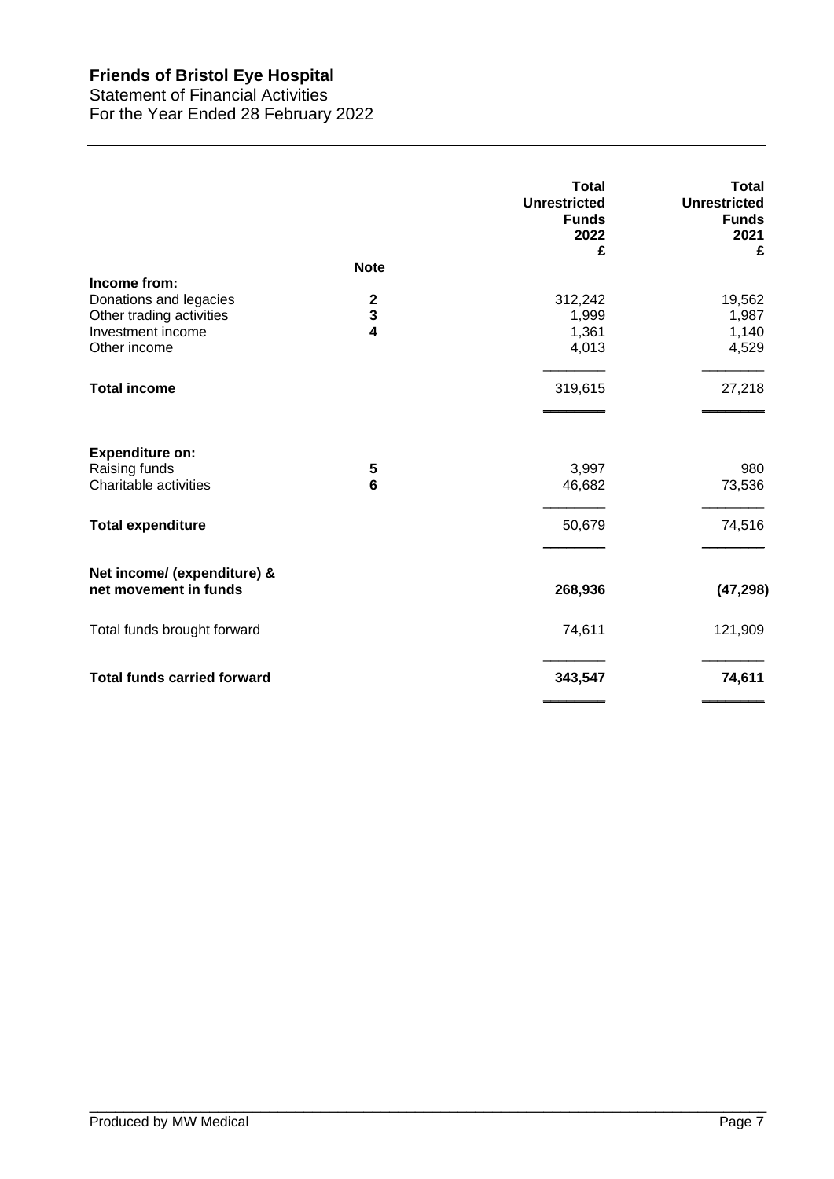# Friends of Bristol Eye Hospital

Statement of Financial Activities
For the Year Ended 28 February 2022

| | Note | Total Unrestricted Funds 2022 £ | Total Unrestricted Funds 2021 £ |
|---|---|---|---|
| **Income from:** | | | |
| Donations and legacies | **2** | 312,242 | 19,562 |
| Other trading activities | **3** | 1,999 | 1,987 |
| Investment income | **4** | 1,361 | 1,140 |
| Other income | | 4,013 | 4,529 |
| **Total income** | | 319,615 | 27,218 |
| **Expenditure on:** | | | |
| Raising funds | **5** | 3,997 | 980 |
| Charitable activities | **6** | 46,682 | 73,536 |
| **Total expenditure** | | 50,679 | 74,516 |
| **Net income/ (expenditure) & net movement in funds** | | **268,936** | **(47,298)** |
| Total funds brought forward | | 74,611 | 121,909 |
| **Total funds carried forward** | | **343,547** | **74,611** |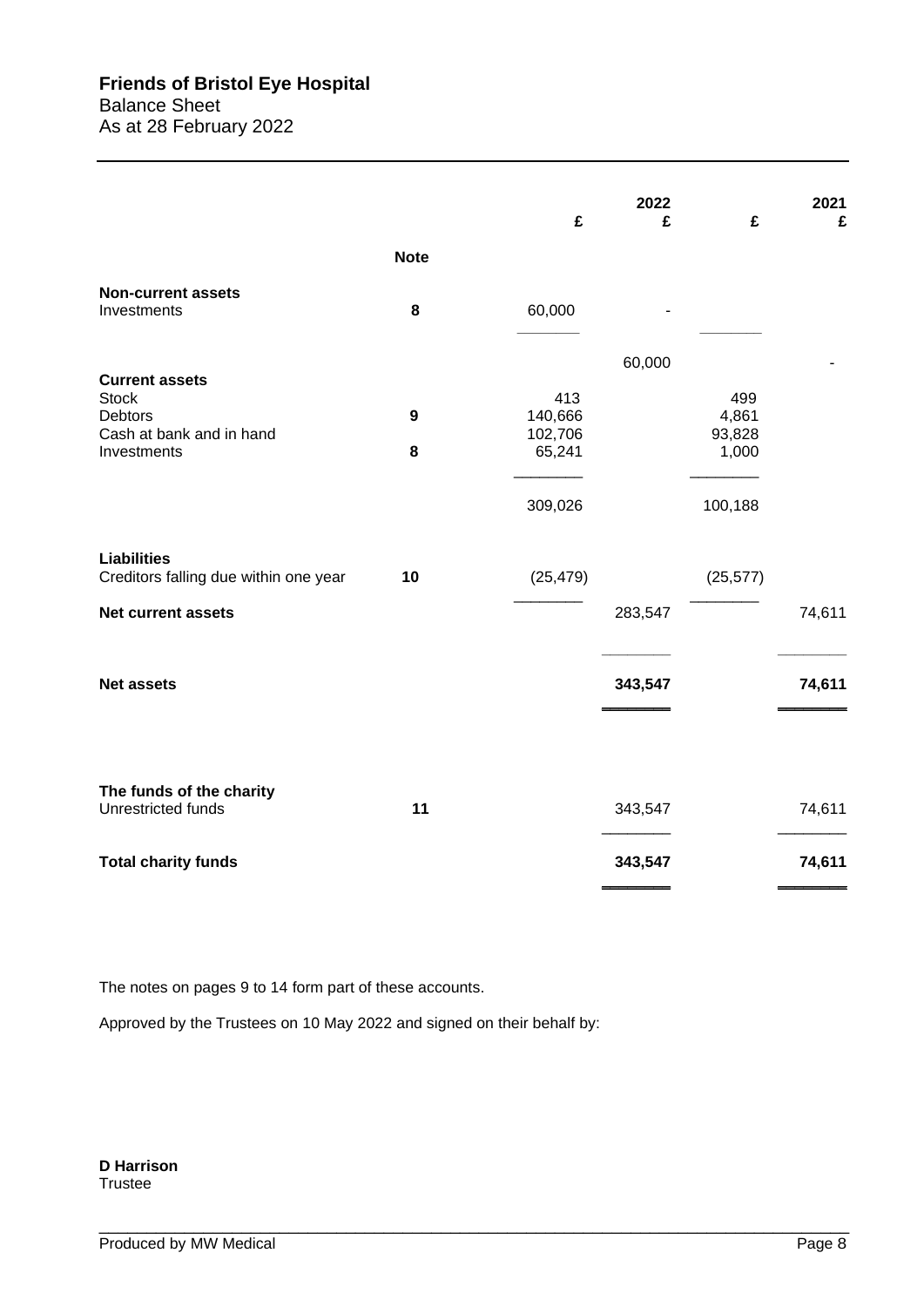# Friends of Bristol Eye Hospital

Balance Sheet
As at 28 February 2022

| | Note | £ | 2022 £ | £ | 2021 £ |
|---|---|---|---|---|---|
| **Non-current assets** | | | | | |
| Investments | 8 | 60,000 | | - | |
| | | | 60,000 | | - |
| **Current assets** | | | | | |
| Stock | | 413 | | 499 | |
| Debtors | 9 | 140,666 | | 4,861 | |
| Cash at bank and in hand | | 102,706 | | 93,828 | |
| Investments | 8 | 65,241 | | 1,000 | |
| | | 309,026 | | 100,188 | |
| **Liabilities** | | | | | |
| Creditors falling due within one year | 10 | (25,479) | | (25,577) | |
| **Net current assets** | | | 283,547 | | 74,611 |
| **Net assets** | | | **343,547** | | **74,611** |
| **The funds of the charity** | | | | | |
| Unrestricted funds | 11 | | 343,547 | | 74,611 |
| **Total charity funds** | | | **343,547** | | **74,611** |

The notes on pages 9 to 14 form part of these accounts.

Approved by the Trustees on 10 May 2022 and signed on their behalf by:

**D Harrison**
Trustee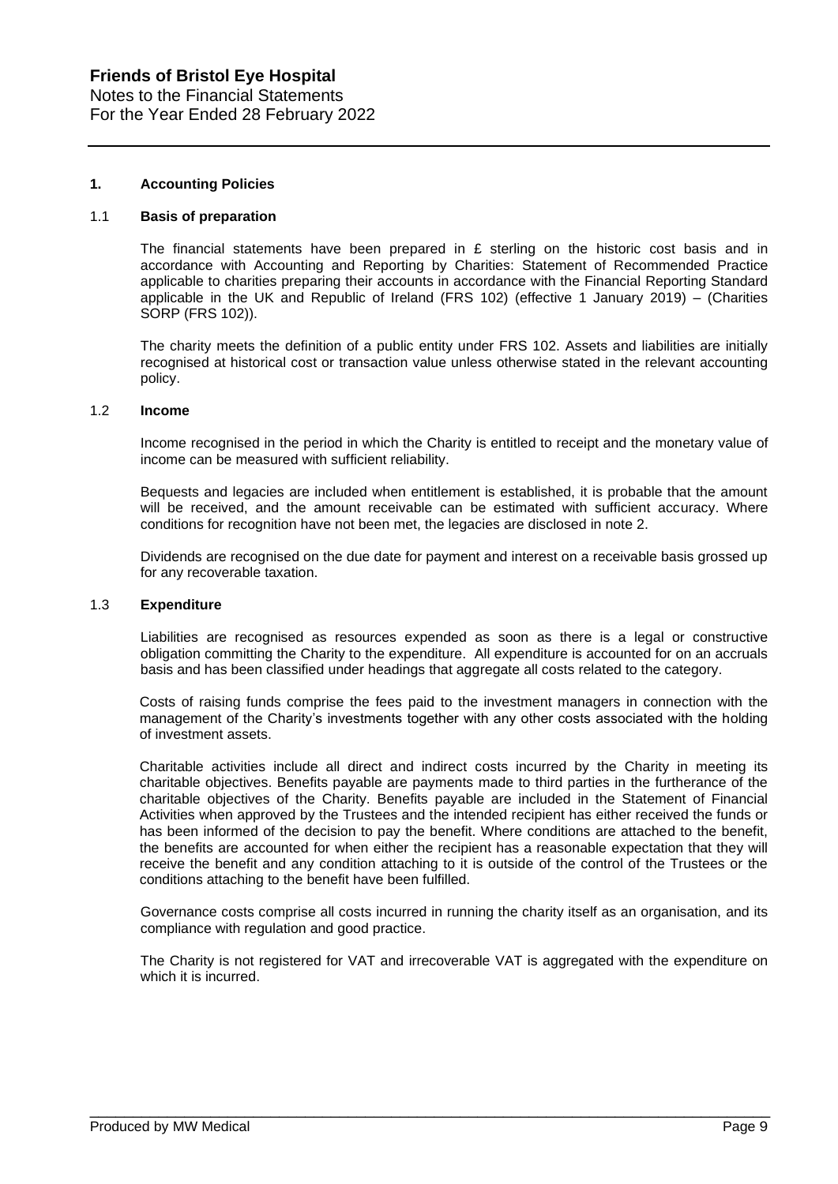**Friends of Bristol Eye Hospital**
Notes to the Financial Statements
For the Year Ended 28 February 2022

## 1. Accounting Policies

### 1.1 Basis of preparation

The financial statements have been prepared in £ sterling on the historic cost basis and in accordance with Accounting and Reporting by Charities: Statement of Recommended Practice applicable to charities preparing their accounts in accordance with the Financial Reporting Standard applicable in the UK and Republic of Ireland (FRS 102) (effective 1 January 2019) – (Charities SORP (FRS 102)).

The charity meets the definition of a public entity under FRS 102. Assets and liabilities are initially recognised at historical cost or transaction value unless otherwise stated in the relevant accounting policy.

### 1.2 Income

Income recognised in the period in which the Charity is entitled to receipt and the monetary value of income can be measured with sufficient reliability.

Bequests and legacies are included when entitlement is established, it is probable that the amount will be received, and the amount receivable can be estimated with sufficient accuracy. Where conditions for recognition have not been met, the legacies are disclosed in note 2.

Dividends are recognised on the due date for payment and interest on a receivable basis grossed up for any recoverable taxation.

### 1.3 Expenditure

Liabilities are recognised as resources expended as soon as there is a legal or constructive obligation committing the Charity to the expenditure. All expenditure is accounted for on an accruals basis and has been classified under headings that aggregate all costs related to the category.

Costs of raising funds comprise the fees paid to the investment managers in connection with the management of the Charity's investments together with any other costs associated with the holding of investment assets.

Charitable activities include all direct and indirect costs incurred by the Charity in meeting its charitable objectives. Benefits payable are payments made to third parties in the furtherance of the charitable objectives of the Charity. Benefits payable are included in the Statement of Financial Activities when approved by the Trustees and the intended recipient has either received the funds or has been informed of the decision to pay the benefit. Where conditions are attached to the benefit, the benefits are accounted for when either the recipient has a reasonable expectation that they will receive the benefit and any condition attaching to it is outside of the control of the Trustees or the conditions attaching to the benefit have been fulfilled.

Governance costs comprise all costs incurred in running the charity itself as an organisation, and its compliance with regulation and good practice.

The Charity is not registered for VAT and irrecoverable VAT is aggregated with the expenditure on which it is incurred.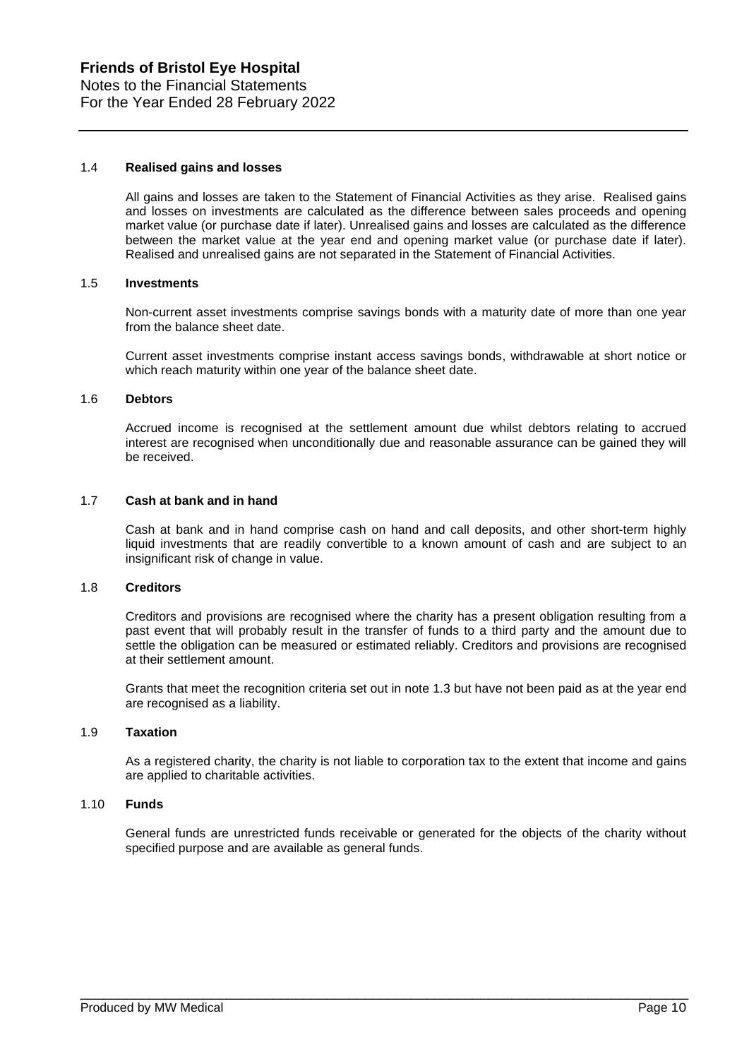### 1.4 Realised gains and losses

All gains and losses are taken to the Statement of Financial Activities as they arise. Realised gains and losses on investments are calculated as the difference between sales proceeds and opening market value (or purchase date if later). Unrealised gains and losses are calculated as the difference between the market value at the year end and opening market value (or purchase date if later). Realised and unrealised gains are not separated in the Statement of Financial Activities.

### 1.5 Investments

Non-current asset investments comprise savings bonds with a maturity date of more than one year from the balance sheet date.

Current asset investments comprise instant access savings bonds, withdrawable at short notice or which reach maturity within one year of the balance sheet date.

### 1.6 Debtors

Accrued income is recognised at the settlement amount due whilst debtors relating to accrued interest are recognised when unconditionally due and reasonable assurance can be gained they will be received.

### 1.7 Cash at bank and in hand

Cash at bank and in hand comprise cash on hand and call deposits, and other short-term highly liquid investments that are readily convertible to a known amount of cash and are subject to an insignificant risk of change in value.

### 1.8 Creditors

Creditors and provisions are recognised where the charity has a present obligation resulting from a past event that will probably result in the transfer of funds to a third party and the amount due to settle the obligation can be measured or estimated reliably. Creditors and provisions are recognised at their settlement amount.

Grants that meet the recognition criteria set out in note 1.3 but have not been paid as at the year end are recognised as a liability.

### 1.9 Taxation

As a registered charity, the charity is not liable to corporation tax to the extent that income and gains are applied to charitable activities.

### 1.10 Funds

General funds are unrestricted funds receivable or generated for the objects of the charity without specified purpose and are available as general funds.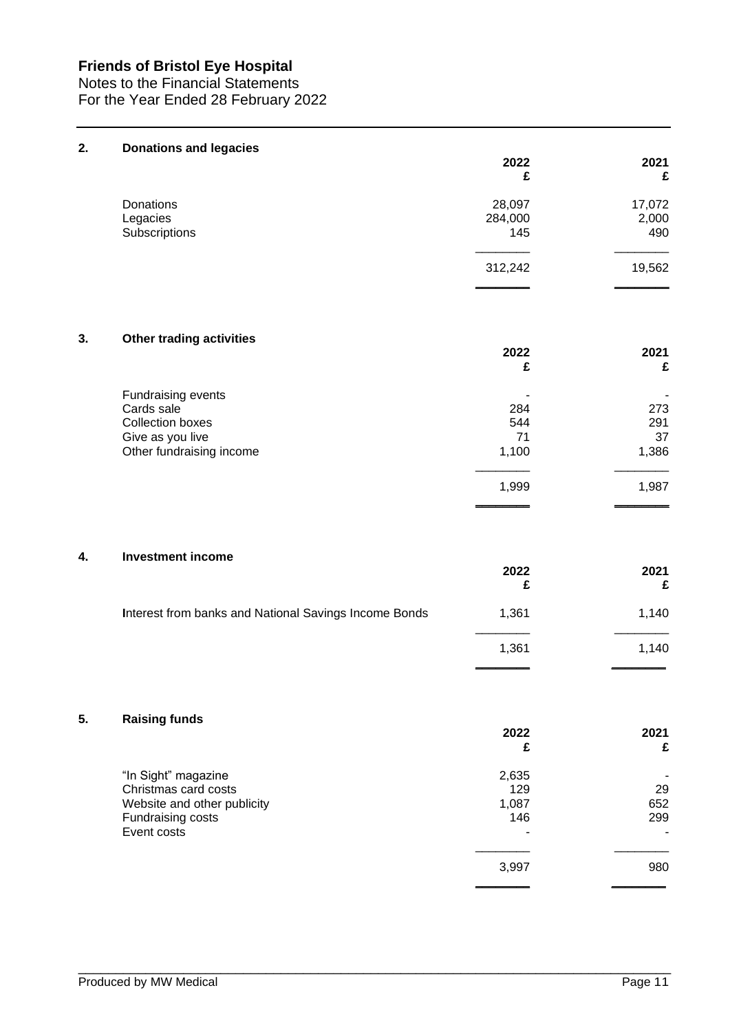**Friends of Bristol Eye Hospital**
Notes to the Financial Statements
For the Year Ended 28 February 2022

## 2. Donations and legacies

| | 2022 £ | 2021 £ |
|---|---|---|
| Donations | 28,097 | 17,072 |
| Legacies | 284,000 | 2,000 |
| Subscriptions | 145 | 490 |
| | 312,242 | 19,562 |

## 3. Other trading activities

| | 2022 £ | 2021 £ |
|---|---|---|
| Fundraising events | - | - |
| Cards sale | 284 | 273 |
| Collection boxes | 544 | 291 |
| Give as you live | 71 | 37 |
| Other fundraising income | 1,100 | 1,386 |
| | 1,999 | 1,987 |

## 4. Investment income

| | 2022 £ | 2021 £ |
|---|---|---|
| Interest from banks and National Savings Income Bonds | 1,361 | 1,140 |
| | 1,361 | 1,140 |

## 5. Raising funds

| | 2022 £ | 2021 £ |
|---|---|---|
| "In Sight" magazine | 2,635 | - |
| Christmas card costs | 129 | 29 |
| Website and other publicity | 1,087 | 652 |
| Fundraising costs | 146 | 299 |
| Event costs | - | - |
| | 3,997 | 980 |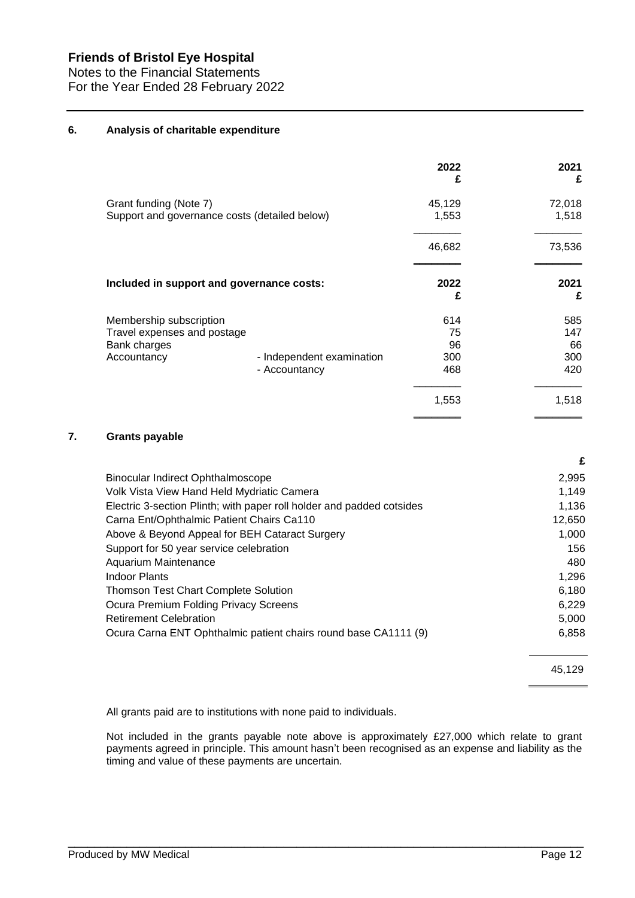# Friends of Bristol Eye Hospital

Notes to the Financial Statements
For the Year Ended 28 February 2022

## 6. Analysis of charitable expenditure

| | 2022 £ | 2021 £ |
|---|---|---|
| Grant funding (Note 7) | 45,129 | 72,018 |
| Support and governance costs (detailed below) | 1,553 | 1,518 |
| | 46,682 | 73,536 |

| Included in support and governance costs: | | 2022 £ | 2021 £ |
|---|---|---|---|
| Membership subscription | | 614 | 585 |
| Travel expenses and postage | | 75 | 147 |
| Bank charges | | 96 | 66 |
| Accountancy | - Independent examination | 300 | 300 |
| | - Accountancy | 468 | 420 |
| | | 1,553 | 1,518 |

## 7. Grants payable

| | £ |
|---|---|
| Binocular Indirect Ophthalmoscope | 2,995 |
| Volk Vista View Hand Held Mydriatic Camera | 1,149 |
| Electric 3-section Plinth; with paper roll holder and padded cotsides | 1,136 |
| Carna Ent/Ophthalmic Patient Chairs Ca110 | 12,650 |
| Above & Beyond Appeal for BEH Cataract Surgery | 1,000 |
| Support for 50 year service celebration | 156 |
| Aquarium Maintenance | 480 |
| Indoor Plants | 1,296 |
| Thomson Test Chart Complete Solution | 6,180 |
| Ocura Premium Folding Privacy Screens | 6,229 |
| Retirement Celebration | 5,000 |
| Ocura Carna ENT Ophthalmic patient chairs round base CA1111 (9) | 6,858 |
| | 45,129 |

All grants paid are to institutions with none paid to individuals.

Not included in the grants payable note above is approximately £27,000 which relate to grant payments agreed in principle. This amount hasn't been recognised as an expense and liability as the timing and value of these payments are uncertain.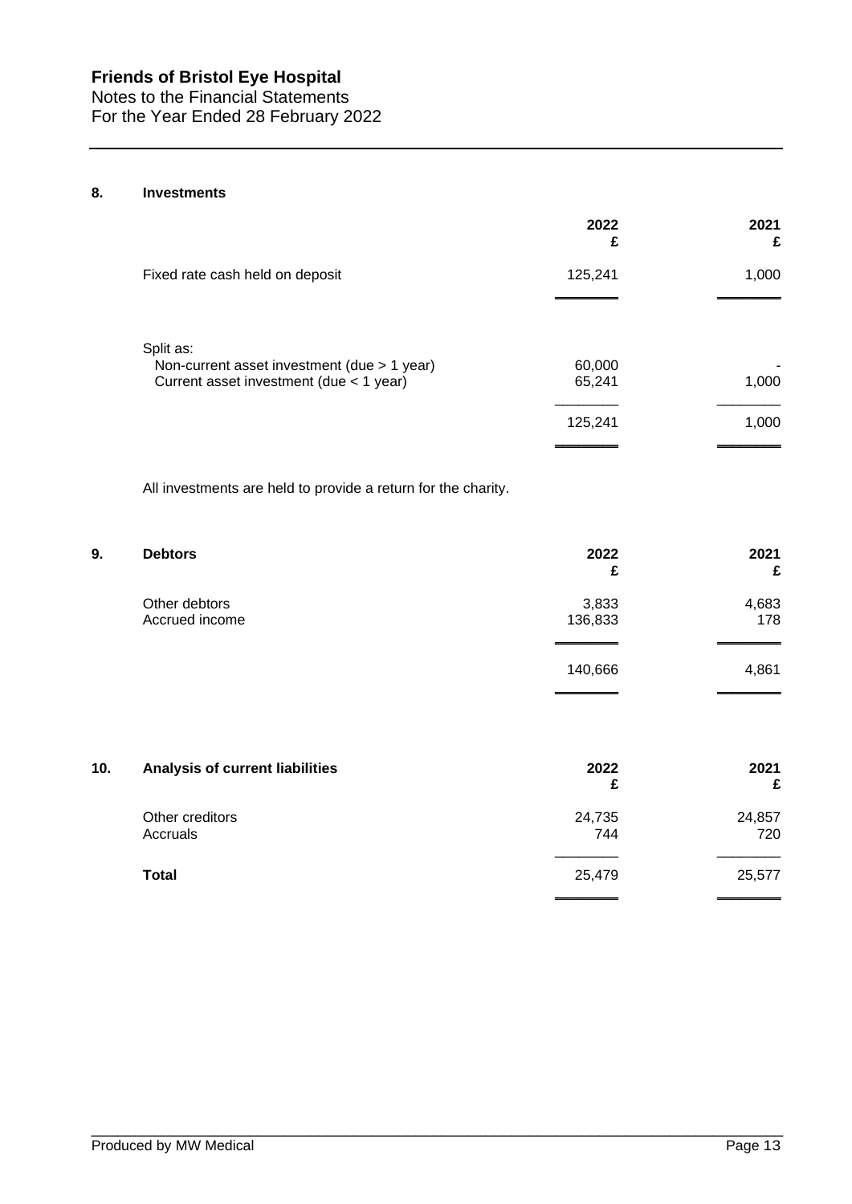## 8. Investments

| | 2022 £ | 2021 £ |
|---|---|---|
| Fixed rate cash held on deposit | 125,241 | 1,000 |
| | | |
| Split as: | | |
| Non-current asset investment (due > 1 year) | 60,000 | - |
| Current asset investment (due < 1 year) | 65,241 | 1,000 |
| | 125,241 | 1,000 |

All investments are held to provide a return for the charity.

## 9. Debtors

| | 2022 £ | 2021 £ |
|---|---|---|
| Other debtors | 3,833 | 4,683 |
| Accrued income | 136,833 | 178 |
| | 140,666 | 4,861 |

## 10. Analysis of current liabilities

| | 2022 £ | 2021 £ |
|---|---|---|
| Other creditors | 24,735 | 24,857 |
| Accruals | 744 | 720 |
| **Total** | 25,479 | 25,577 |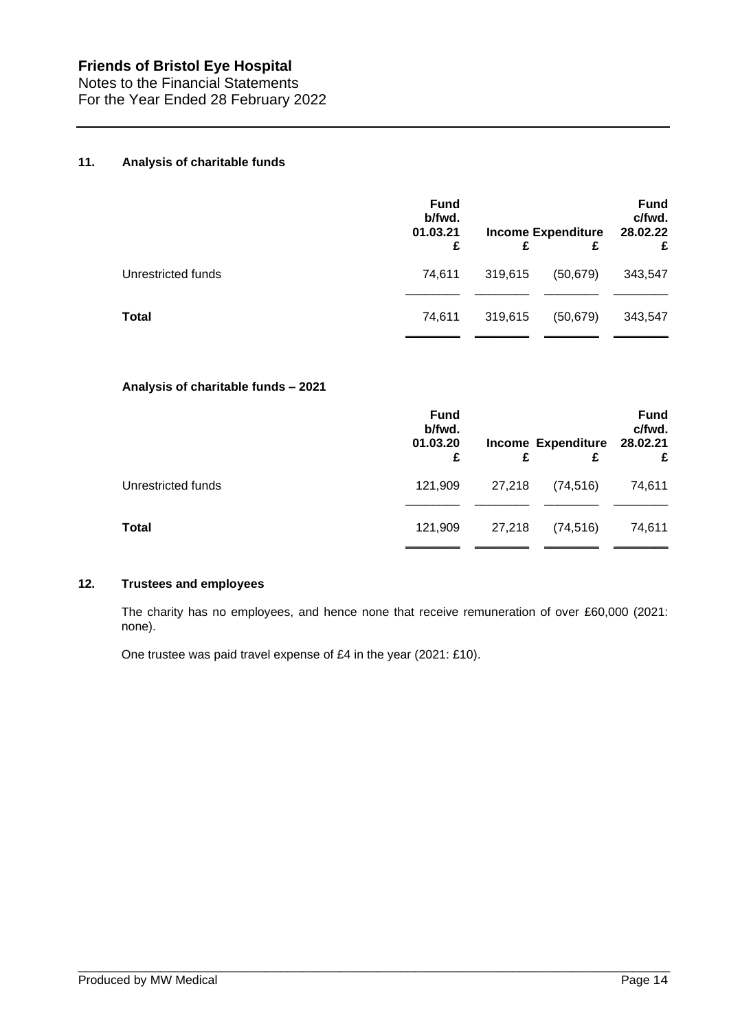## 11. Analysis of charitable funds

| | Fund b/fwd. 01.03.21 £ | Income £ | Expenditure £ | Fund c/fwd. 28.02.22 £ |
|---|---|---|---|---|
| Unrestricted funds | 74,611 | 319,615 | (50,679) | 343,547 |
| **Total** | 74,611 | 319,615 | (50,679) | 343,547 |

### Analysis of charitable funds – 2021

| | Fund b/fwd. 01.03.20 £ | Income £ | Expenditure £ | Fund c/fwd. 28.02.21 £ |
|---|---|---|---|---|
| Unrestricted funds | 121,909 | 27,218 | (74,516) | 74,611 |
| **Total** | 121,909 | 27,218 | (74,516) | 74,611 |

## 12. Trustees and employees

The charity has no employees, and hence none that receive remuneration of over £60,000 (2021: none).

One trustee was paid travel expense of £4 in the year (2021: £10).